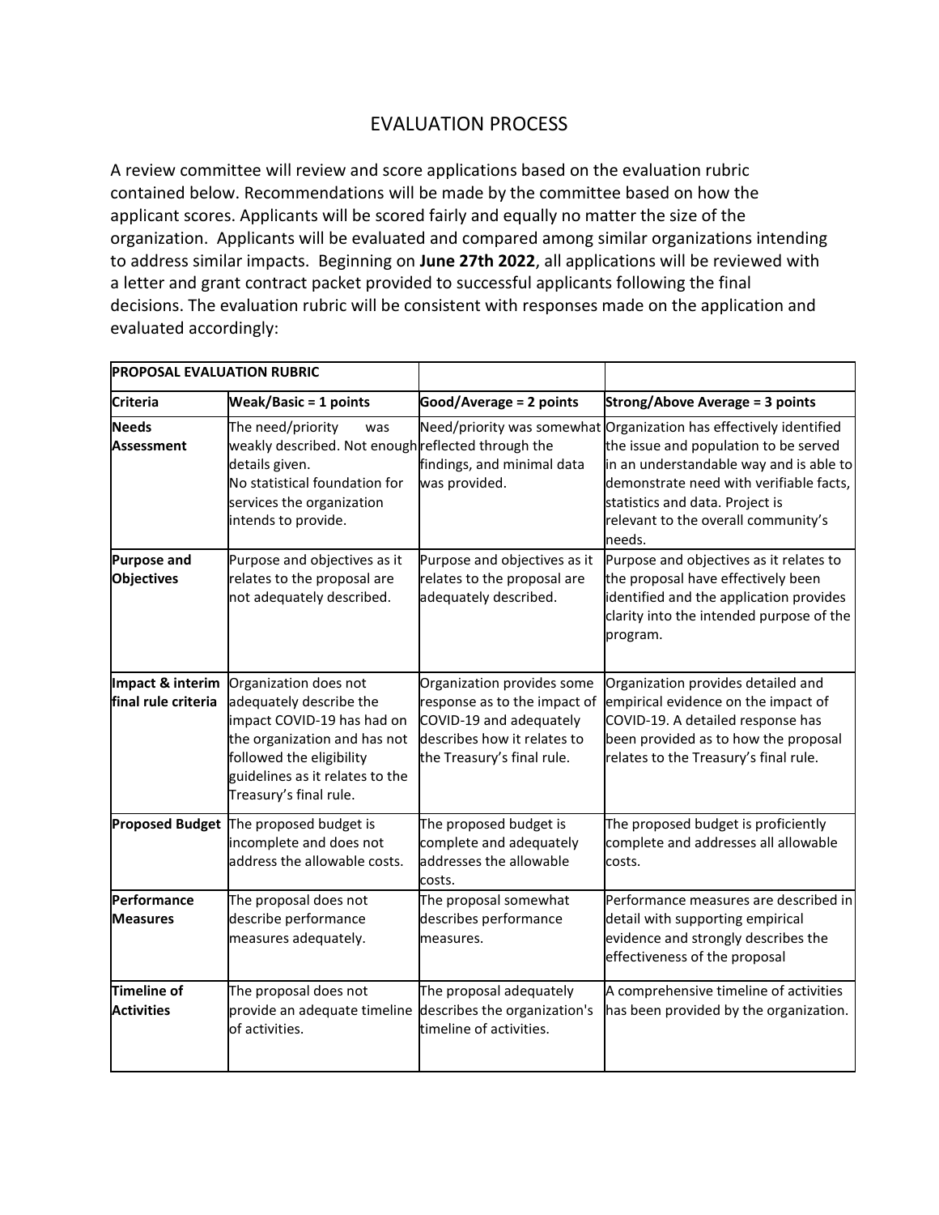# EVALUATION PROCESS

A review committee will review and score applications based on the evaluation rubric contained below. Recommendations will be made by the committee based on how the applicant scores. Applicants will be scored fairly and equally no matter the size of the organization. Applicants will be evaluated and compared among similar organizations intending to address similar impacts. Beginning on **June 27th 2022**, all applications will be reviewed with a letter and grant contract packet provided to successful applicants following the final decisions. The evaluation rubric will be consistent with responses made on the application and evaluated accordingly:

| **PROPOSAL EVALUATION RUBRIC** | | | |
|---|---|---|---|
| **Criteria** | **Weak/Basic = 1 points** | **Good/Average = 2 points** | **Strong/Above Average = 3 points** |
| **Needs Assessment** | The need/priority was weakly described. Not enough details given. No statistical foundation for services the organization intends to provide. | Need/priority was somewhat reflected through the findings, and minimal data was provided. | Organization has effectively identified the issue and population to be served in an understandable way and is able to demonstrate need with verifiable facts, statistics and data. Project is relevant to the overall community's needs. |
| **Purpose and Objectives** | Purpose and objectives as it relates to the proposal are not adequately described. | Purpose and objectives as it relates to the proposal are adequately described. | Purpose and objectives as it relates to the proposal have effectively been identified and the application provides clarity into the intended purpose of the program. |
| **Impact & interim final rule criteria** | Organization does not adequately describe the impact COVID-19 has had on the organization and has not followed the eligibility guidelines as it relates to the Treasury's final rule. | Organization provides some response as to the impact of COVID-19 and adequately describes how it relates to the Treasury's final rule. | Organization provides detailed and empirical evidence on the impact of COVID-19. A detailed response has been provided as to how the proposal relates to the Treasury's final rule. |
| **Proposed Budget** | The proposed budget is incomplete and does not address the allowable costs. | The proposed budget is complete and adequately addresses the allowable costs. | The proposed budget is proficiently complete and addresses all allowable costs. |
| **Performance Measures** | The proposal does not describe performance measures adequately. | The proposal somewhat describes performance measures. | Performance measures are described in detail with supporting empirical evidence and strongly describes the effectiveness of the proposal |
| **Timeline of Activities** | The proposal does not provide an adequate timeline of activities. | The proposal adequately describes the organization's timeline of activities. | A comprehensive timeline of activities has been provided by the organization. |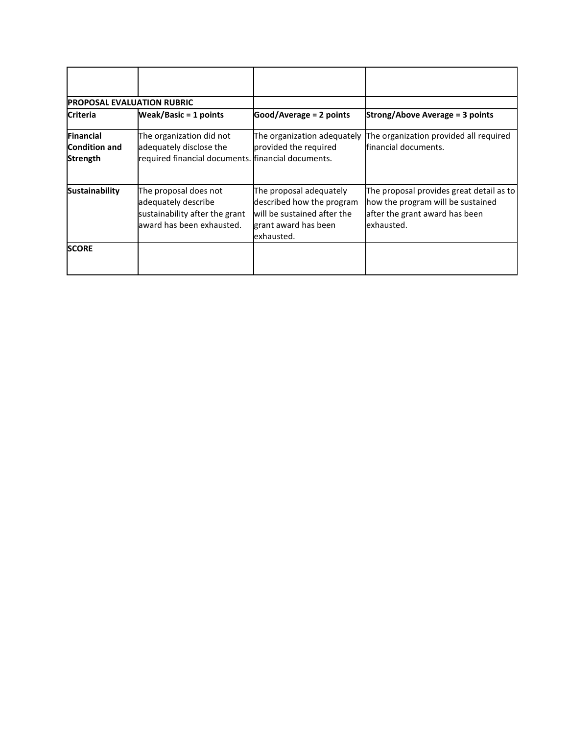| | | | |
|---|---|---|---|
| **PROPOSAL EVALUATION RUBRIC** | | | |
| **Criteria** | **Weak/Basic = 1 points** | **Good/Average = 2 points** | **Strong/Above Average = 3 points** |
| **Financial Condition and Strength** | The organization did not adequately disclose the required financial documents. | The organization adequately provided the required financial documents. | The organization provided all required financial documents. |
| **Sustainability** | The proposal does not adequately describe sustainability after the grant award has been exhausted. | The proposal adequately described how the program will be sustained after the grant award has been exhausted. | The proposal provides great detail as to how the program will be sustained after the grant award has been exhausted. |
| **SCORE** | | | |